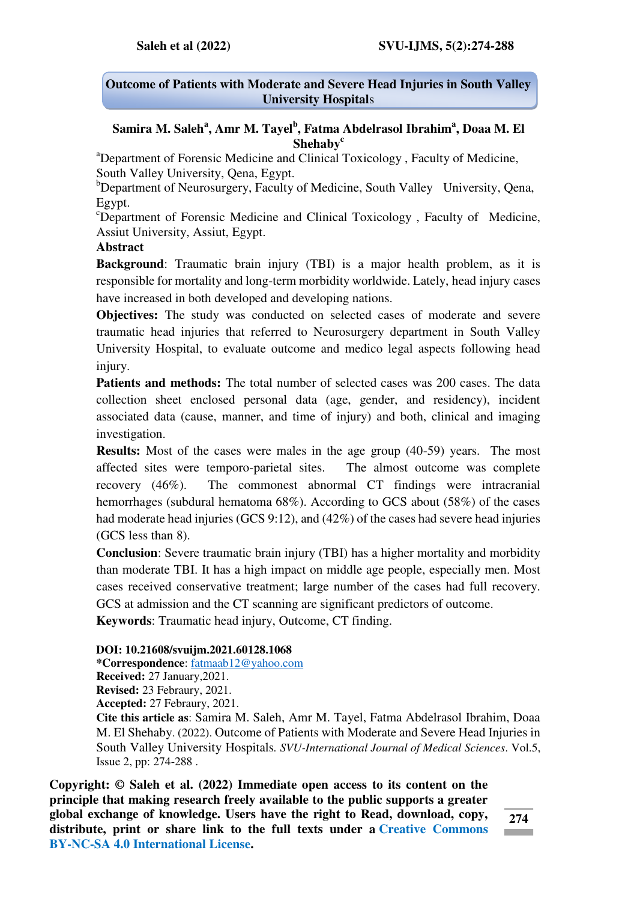# Outcome of Patients with Moderate and Severe Head Injuries in South Valley University Hospitals

**Samira M. Saleh[a], Amr M. Tayel[b], Fatma Abdelrasol Ibrahim[a], Doaa M. El Shehaby[c]**

[a]Department of Forensic Medicine and Clinical Toxicology , Faculty of Medicine, South Valley University, Qena, Egypt.

[b]Department of Neurosurgery, Faculty of Medicine, South Valley University, Qena, Egypt.

[c]Department of Forensic Medicine and Clinical Toxicology , Faculty of Medicine, Assiut University, Assiut, Egypt.

## Abstract

**Background**: Traumatic brain injury (TBI) is a major health problem, as it is responsible for mortality and long-term morbidity worldwide. Lately, head injury cases have increased in both developed and developing nations.

**Objectives:** The study was conducted on selected cases of moderate and severe traumatic head injuries that referred to Neurosurgery department in South Valley University Hospital, to evaluate outcome and medico legal aspects following head injury.

**Patients and methods:** The total number of selected cases was 200 cases. The data collection sheet enclosed personal data (age, gender, and residency), incident associated data (cause, manner, and time of injury) and both, clinical and imaging investigation.

**Results:** Most of the cases were males in the age group (40-59) years. The most affected sites were temporo-parietal sites. The almost outcome was complete recovery (46%). The commonest abnormal CT findings were intracranial hemorrhages (subdural hematoma 68%). According to GCS about (58%) of the cases had moderate head injuries (GCS 9:12), and (42%) of the cases had severe head injuries (GCS less than 8).

**Conclusion**: Severe traumatic brain injury (TBI) has a higher mortality and morbidity than moderate TBI. It has a high impact on middle age people, especially men. Most cases received conservative treatment; large number of the cases had full recovery. GCS at admission and the CT scanning are significant predictors of outcome.

**Keywords**: Traumatic head injury, Outcome, CT finding.

**DOI: 10.21608/svuijm.2021.60128.1068**
**\*Correspondence**: fatmaab12@yahoo.com
**Received:** 27 January,2021.
**Revised:** 23 Febraury, 2021.
**Accepted:** 27 Febraury, 2021.
**Cite this article as**: Samira M. Saleh, Amr M. Tayel, Fatma Abdelrasol Ibrahim, Doaa M. El Shehaby. (2022). Outcome of Patients with Moderate and Severe Head Injuries in South Valley University Hospitals. *SVU-International Journal of Medical Sciences*. Vol.5, Issue 2, pp: 274-288 .

**Copyright: © Saleh et al. (2022) Immediate open access to its content on the principle that making research freely available to the public supports a greater global exchange of knowledge. Users have the right to Read, download, copy, distribute, print or share link to the full texts under a Creative Commons BY-NC-SA 4.0 International License.**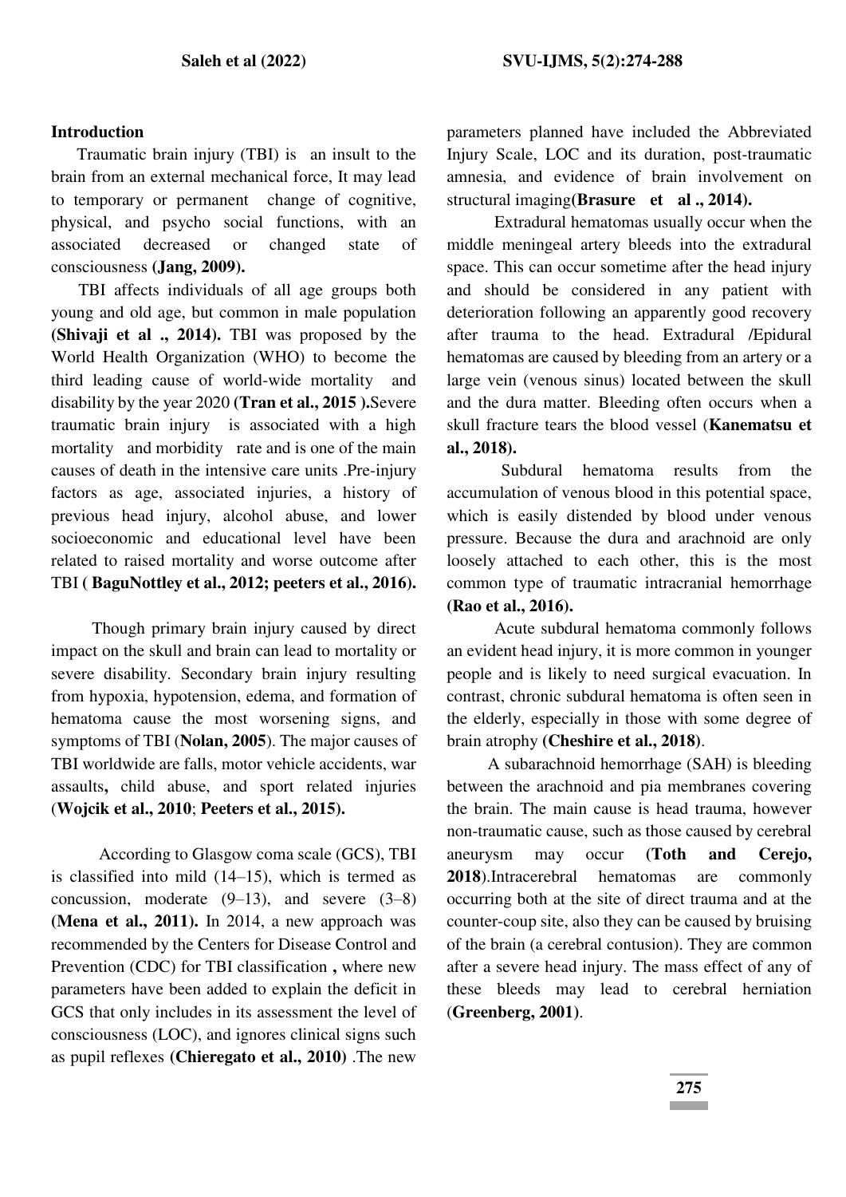## Introduction

Traumatic brain injury (TBI) is an insult to the brain from an external mechanical force, It may lead to temporary or permanent change of cognitive, physical, and psycho social functions, with an associated decreased or changed state of consciousness **(Jang, 2009).**

TBI affects individuals of all age groups both young and old age, but common in male population **(Shivaji et al ., 2014).** TBI was proposed by the World Health Organization (WHO) to become the third leading cause of world-wide mortality and disability by the year 2020 **(Tran et al., 2015 ).**Severe traumatic brain injury is associated with a high mortality and morbidity rate and is one of the main causes of death in the intensive care units .Pre-injury factors as age, associated injuries, a history of previous head injury, alcohol abuse, and lower socioeconomic and educational level have been related to raised mortality and worse outcome after TBI **( BaguNottley et al., 2012; peeters et al., 2016).**

Though primary brain injury caused by direct impact on the skull and brain can lead to mortality or severe disability. Secondary brain injury resulting from hypoxia, hypotension, edema, and formation of hematoma cause the most worsening signs, and symptoms of TBI (**Nolan, 2005**). The major causes of TBI worldwide are falls, motor vehicle accidents, war assaults**,** child abuse, and sport related injuries (**Wojcik et al., 2010**; **Peeters et al., 2015).**

According to Glasgow coma scale (GCS), TBI is classified into mild (14–15), which is termed as concussion, moderate (9–13), and severe (3–8) **(Mena et al., 2011).** In 2014, a new approach was recommended by the Centers for Disease Control and Prevention (CDC) for TBI classification **,** where new parameters have been added to explain the deficit in GCS that only includes in its assessment the level of consciousness (LOC), and ignores clinical signs such as pupil reflexes **(Chieregato et al., 2010)** .The new parameters planned have included the Abbreviated Injury Scale, LOC and its duration, post-traumatic amnesia, and evidence of brain involvement on structural imaging**(Brasure et al ., 2014).**

Extradural hematomas usually occur when the middle meningeal artery bleeds into the extradural space. This can occur sometime after the head injury and should be considered in any patient with deterioration following an apparently good recovery after trauma to the head. Extradural /Epidural hematomas are caused by bleeding from an artery or a large vein (venous sinus) located between the skull and the dura matter. Bleeding often occurs when a skull fracture tears the blood vessel (**Kanematsu et al., 2018).**

Subdural hematoma results from the accumulation of venous blood in this potential space, which is easily distended by blood under venous pressure. Because the dura and arachnoid are only loosely attached to each other, this is the most common type of traumatic intracranial hemorrhage **(Rao et al., 2016).**

Acute subdural hematoma commonly follows an evident head injury, it is more common in younger people and is likely to need surgical evacuation. In contrast, chronic subdural hematoma is often seen in the elderly, especially in those with some degree of brain atrophy **(Cheshire et al., 2018)**.

A subarachnoid hemorrhage (SAH) is bleeding between the arachnoid and pia membranes covering the brain. The main cause is head trauma, however non-traumatic cause, such as those caused by cerebral aneurysm may occur **(Toth and Cerejo, 2018**).Intracerebral hematomas are commonly occurring both at the site of direct trauma and at the counter-coup site, also they can be caused by bruising of the brain (a cerebral contusion). They are common after a severe head injury. The mass effect of any of these bleeds may lead to cerebral herniation (**Greenberg, 2001**).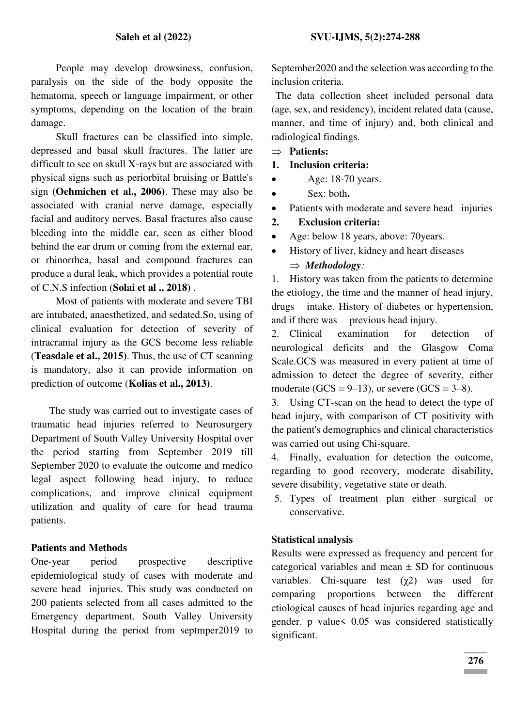People may develop drowsiness, confusion, paralysis on the side of the body opposite the hematoma, speech or language impairment, or other symptoms, depending on the location of the brain damage.

Skull fractures can be classified into simple, depressed and basal skull fractures. The latter are difficult to see on skull X-rays but are associated with physical signs such as periorbital bruising or Battle's sign **(Oehmichen et al., 2006)**. These may also be associated with cranial nerve damage, especially facial and auditory nerves. Basal fractures also cause bleeding into the middle ear, seen as either blood behind the ear drum or coming from the external ear, or rhinorrhea, basal and compound fractures can produce a dural leak, which provides a potential route of C.N.S infection (**Solai et al ., 2018)** .

Most of patients with moderate and severe TBI are intubated, anaesthetized, and sedated.So, using of clinical evaluation for detection of severity of intracranial injury as the GCS become less reliable (**Teasdale et al., 2015)**. Thus, the use of CT scanning is mandatory, also it can provide information on prediction of outcome (**Kolias et al., 2013)**.

The study was carried out to investigate cases of traumatic head injuries referred to Neurosurgery Department of South Valley University Hospital over the period starting from September 2019 till September 2020 to evaluate the outcome and medico legal aspect following head injury, to reduce complications, and improve clinical equipment utilization and quality of care for head trauma patients.

## Patients and Methods

One-year period prospective descriptive epidemiological study of cases with moderate and severe head injuries. This study was conducted on 200 patients selected from all cases admitted to the Emergency department, South Valley University Hospital during the period from septmper2019 to September2020 and the selection was according to the inclusion criteria.

The data collection sheet included personal data (age, sex, and residency), incident related data (cause, manner, and time of injury) and, both clinical and radiological findings.

⇒ **Patients:**

1. **Inclusion criteria:**
   - Age: 18-70 years.
   - Sex: both**.**
   - Patients with moderate and severe head injuries
2. **Exclusion criteria:**
   - Age: below 18 years, above: 70years.
   - History of liver, kidney and heart diseases

⇒ ***Methodology:***

1. History was taken from the patients to determine the etiology, the time and the manner of head injury, drugs intake. History of diabetes or hypertension, and if there was previous head injury.
2. Clinical examination for detection of neurological deficits and the Glasgow Coma Scale.GCS was measured in every patient at time of admission to detect the degree of severity, either moderate (GCS = 9–13), or severe (GCS = 3–8).
3. Using CT-scan on the head to detect the type of head injury, with comparison of CT positivity with the patient's demographics and clinical characteristics was carried out using Chi-square.
4. Finally, evaluation for detection the outcome, regarding to good recovery, moderate disability, severe disability, vegetative state or death.
5. Types of treatment plan either surgical or conservative.

## Statistical analysis

Results were expressed as frequency and percent for categorical variables and mean ± SD for continuous variables. Chi-square test ($\chi 2$) was used for comparing proportions between the different etiological causes of head injuries regarding age and gender. p value< 0.05 was considered statistically significant.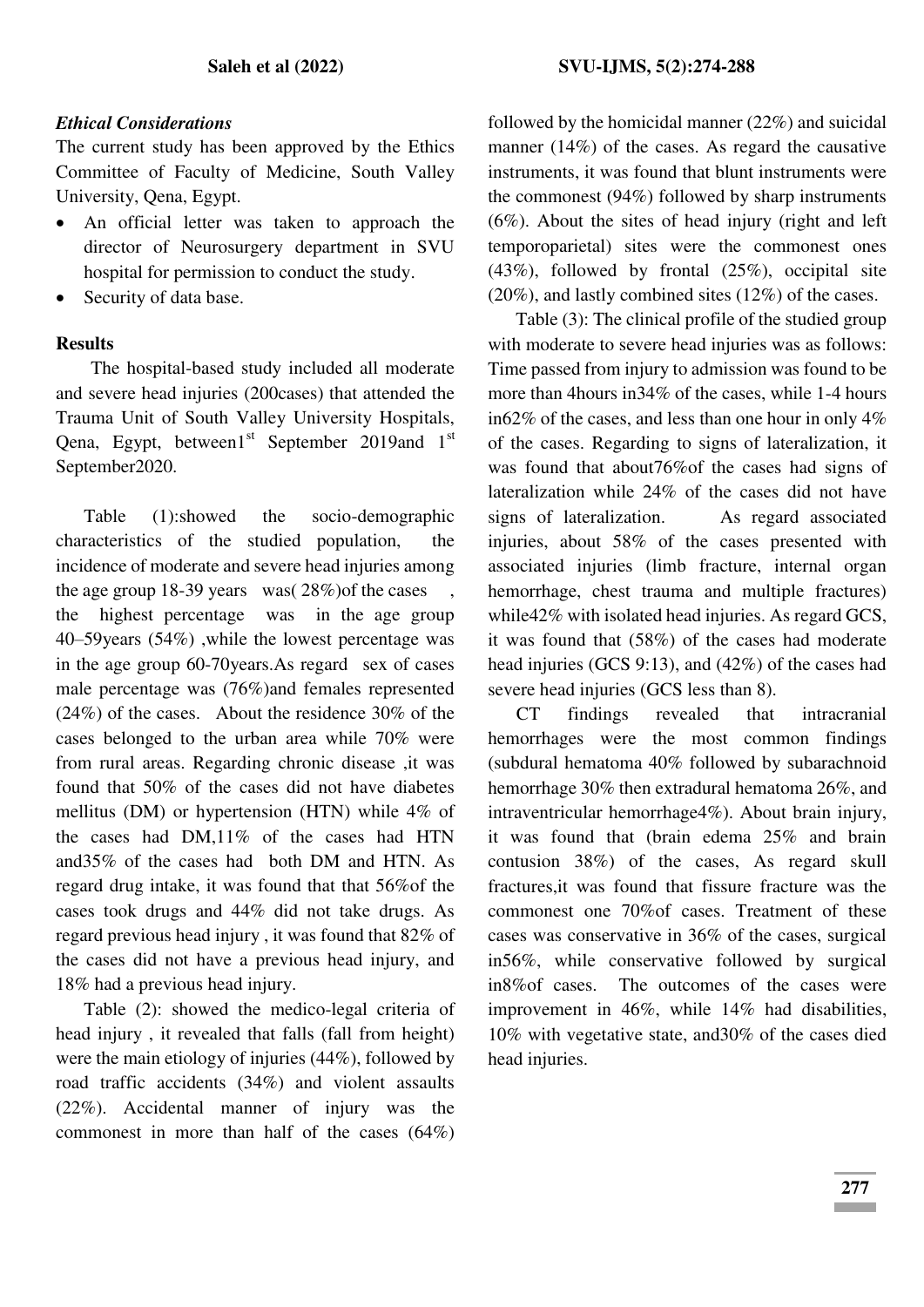### *Ethical Considerations*

The current study has been approved by the Ethics Committee of Faculty of Medicine, South Valley University, Qena, Egypt.

- An official letter was taken to approach the director of Neurosurgery department in SVU hospital for permission to conduct the study.
- Security of data base.

### Results

The hospital-based study included all moderate and severe head injuries (200cases) that attended the Trauma Unit of South Valley University Hospitals, Qena, Egypt, between1st September 2019and 1st September2020.

Table (1):showed the socio-demographic characteristics of the studied population, the incidence of moderate and severe head injuries among the age group 18-39 years was( 28%)of the cases , the highest percentage was in the age group 40–59years (54%) ,while the lowest percentage was in the age group 60-70years.As regard sex of cases male percentage was (76%)and females represented (24%) of the cases. About the residence 30% of the cases belonged to the urban area while 70% were from rural areas. Regarding chronic disease ,it was found that 50% of the cases did not have diabetes mellitus (DM) or hypertension (HTN) while 4% of the cases had DM,11% of the cases had HTN and35% of the cases had both DM and HTN. As regard drug intake, it was found that that 56%of the cases took drugs and 44% did not take drugs. As regard previous head injury , it was found that 82% of the cases did not have a previous head injury, and 18% had a previous head injury.

Table (2): showed the medico-legal criteria of head injury , it revealed that falls (fall from height) were the main etiology of injuries (44%), followed by road traffic accidents (34%) and violent assaults (22%). Accidental manner of injury was the commonest in more than half of the cases (64%) followed by the homicidal manner (22%) and suicidal manner (14%) of the cases. As regard the causative instruments, it was found that blunt instruments were the commonest (94%) followed by sharp instruments (6%). About the sites of head injury (right and left temporoparietal) sites were the commonest ones (43%), followed by frontal (25%), occipital site (20%), and lastly combined sites (12%) of the cases.

Table (3): The clinical profile of the studied group with moderate to severe head injuries was as follows: Time passed from injury to admission was found to be more than 4hours in34% of the cases, while 1-4 hours in62% of the cases, and less than one hour in only 4% of the cases. Regarding to signs of lateralization, it was found that about76%of the cases had signs of lateralization while 24% of the cases did not have signs of lateralization. As regard associated injuries, about 58% of the cases presented with associated injuries (limb fracture, internal organ hemorrhage, chest trauma and multiple fractures) while42% with isolated head injuries. As regard GCS, it was found that (58%) of the cases had moderate head injuries (GCS 9:13), and (42%) of the cases had severe head injuries (GCS less than 8).

CT findings revealed that intracranial hemorrhages were the most common findings (subdural hematoma 40% followed by subarachnoid hemorrhage 30% then extradural hematoma 26%, and intraventricular hemorrhage4%). About brain injury, it was found that (brain edema 25% and brain contusion 38%) of the cases, As regard skull fractures,it was found that fissure fracture was the commonest one 70%of cases. Treatment of these cases was conservative in 36% of the cases, surgical in56%, while conservative followed by surgical in8%of cases. The outcomes of the cases were improvement in 46%, while 14% had disabilities, 10% with vegetative state, and30% of the cases died head injuries.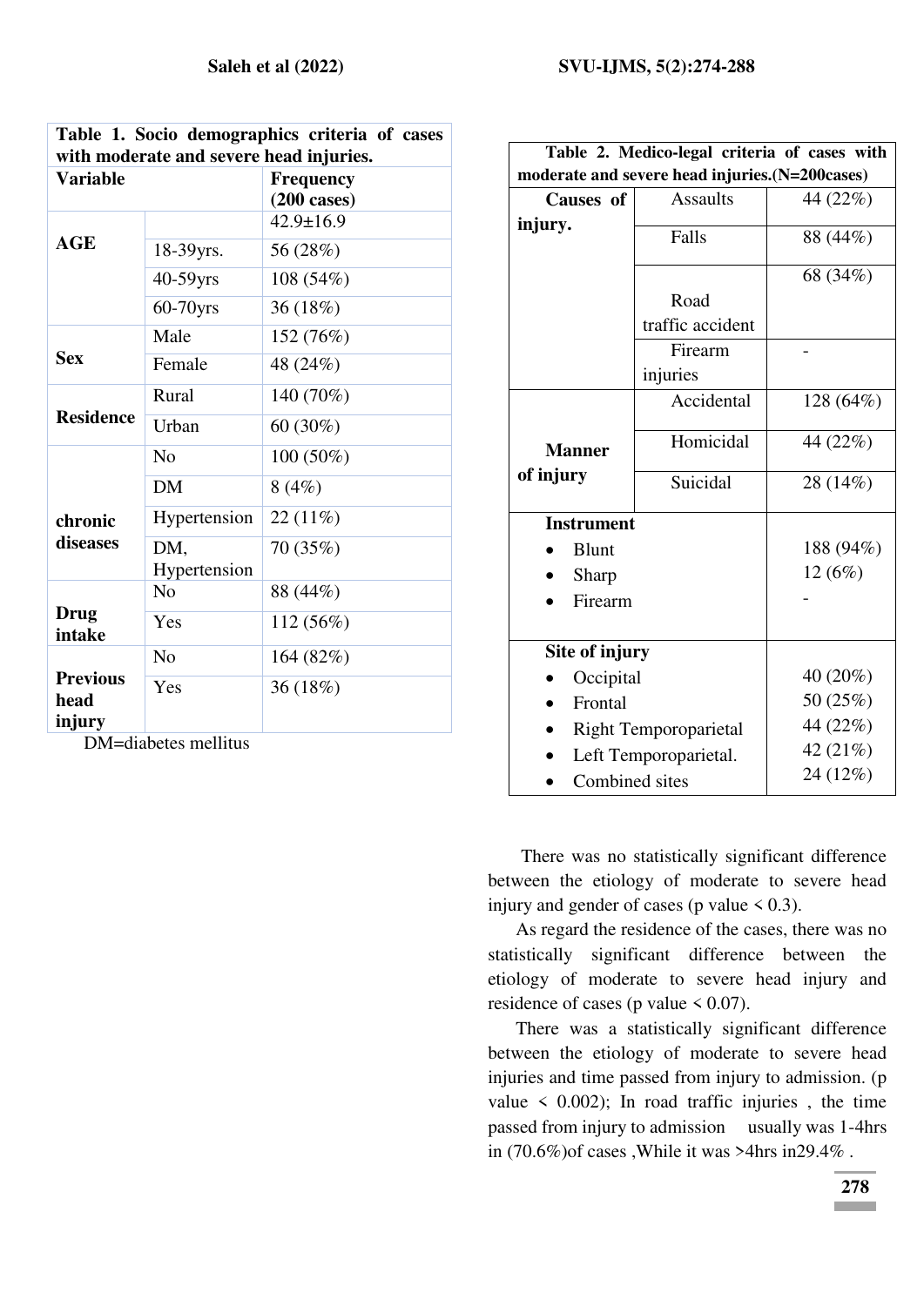| Table 1. Socio demographics criteria of cases with moderate and severe head injuries. | | |
|---|---|---|
| **Variable** | | **Frequency (200 cases)** |
| **AGE** | | 42.9±16.9 |
| | 18-39yrs. | 56 (28%) |
| | 40-59yrs | 108 (54%) |
| | 60-70yrs | 36 (18%) |
| **Sex** | Male | 152 (76%) |
| | Female | 48 (24%) |
| **Residence** | Rural | 140 (70%) |
| | Urban | 60 (30%) |
| **chronic diseases** | No | 100 (50%) |
| | DM | 8 (4%) |
| | Hypertension | 22 (11%) |
| | DM, Hypertension | 70 (35%) |
| **Drug intake** | No | 88 (44%) |
| | Yes | 112 (56%) |
| **Previous head injury** | No | 164 (82%) |
| | Yes | 36 (18%) |

DM=diabetes mellitus

| Table 2. Medico-legal criteria of cases with moderate and severe head injuries.(N=200cases) | | |
|---|---|---|
| **Causes of injury.** | Assaults | 44 (22%) |
| | Falls | 88 (44%) |
| | Road traffic accident | 68 (34%) |
| | Firearm injuries | - |
| **Manner of injury** | Accidental | 128 (64%) |
| | Homicidal | 44 (22%) |
| | Suicidal | 28 (14%) |
| **Instrument** | | |
| | • Blunt | 188 (94%) |
| | • Sharp | 12 (6%) |
| | • Firearm | - |
| **Site of injury** | | |
| | • Occipital | 40 (20%) |
| | • Frontal | 50 (25%) |
| | • Right Temporoparietal | 44 (22%) |
| | • Left Temporoparietal. | 42 (21%) |
| | • Combined sites | 24 (12%) |

There was no statistically significant difference between the etiology of moderate to severe head injury and gender of cases (p value < 0.3).

As regard the residence of the cases, there was no statistically significant difference between the etiology of moderate to severe head injury and residence of cases (p value < 0.07).

There was a statistically significant difference between the etiology of moderate to severe head injuries and time passed from injury to admission. (p value < 0.002); In road traffic injuries , the time passed from injury to admission usually was 1-4hrs in (70.6%)of cases ,While it was >4hrs in29.4% .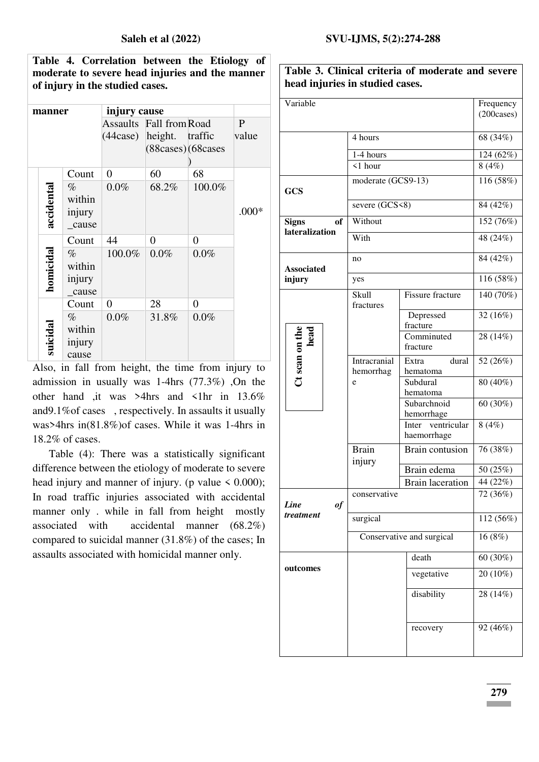**Table 4. Correlation between the Etiology of moderate to severe head injuries and the manner of injury in the studied cases.**

| manner | | injury cause | | | |
|---|---|---|---|---|---|
| | | Assaults (44case) | Fall from height. (88cases) | Road traffic (68cases) | P value |
| accidental | Count | 0 | 60 | 68 | .000* |
| | % within injury_cause | 0.0% | 68.2% | 100.0% | |
| homicidal | Count | 44 | 0 | 0 | |
| | % within injury_cause | 100.0% | 0.0% | 0.0% | |
| suicidal | Count | 0 | 28 | 0 | |
| | % within injury cause | 0.0% | 31.8% | 0.0% | |

Also, in fall from height, the time from injury to admission in usually was 1-4hrs (77.3%) ,On the other hand ,it was >4hrs and <1hr in 13.6% and9.1%of cases , respectively. In assaults it usually was>4hrs in(81.8%)of cases. While it was 1-4hrs in 18.2% of cases.

Table (4): There was a statistically significant difference between the etiology of moderate to severe head injury and manner of injury. (p value < 0.000); In road traffic injuries associated with accidental manner only . while in fall from height mostly associated with accidental manner (68.2%) compared to suicidal manner (31.8%) of the cases; In assaults associated with homicidal manner only.

**Table 3. Clinical criteria of moderate and severe head injuries in studied cases.**

| Variable | | | Frequency (200cases) |
|---|---|---|---|
| | 4 hours | | 68 (34%) |
| | 1-4 hours | | 124 (62%) |
| | <1 hour | | 8 (4%) |
| GCS | moderate (GCS9-13) | | 116 (58%) |
| | severe (GCS<8) | | 84 (42%) |
| Signs of lateralization | Without | | 152 (76%) |
| | With | | 48 (24%) |
| Associated injury | no | | 84 (42%) |
| | yes | | 116 (58%) |
| Ct scan on the head | Skull fractures | Fissure fracture | 140 (70%) |
| | | Depressed fracture | 32 (16%) |
| | | Comminuted fracture | 28 (14%) |
| | Intracranial hemorrhage | Extra dural hematoma | 52 (26%) |
| | | Subdural hematoma | 80 (40%) |
| | | Subarchnoid hemorrhage | 60 (30%) |
| | | Inter ventricular haemorrhage | 8 (4%) |
| | Brain injury | Brain contusion | 76 (38%) |
| | | Brain edema | 50 (25%) |
| | | Brain laceration | 44 (22%) |
| *Line of treatment* | conservative | | 72 (36%) |
| | surgical | | 112 (56%) |
| | Conservative and surgical | | 16 (8%) |
| outcomes | | death | 60 (30%) |
| | | vegetative | 20 (10%) |
| | | disability | 28 (14%) |
| | | recovery | 92 (46%) |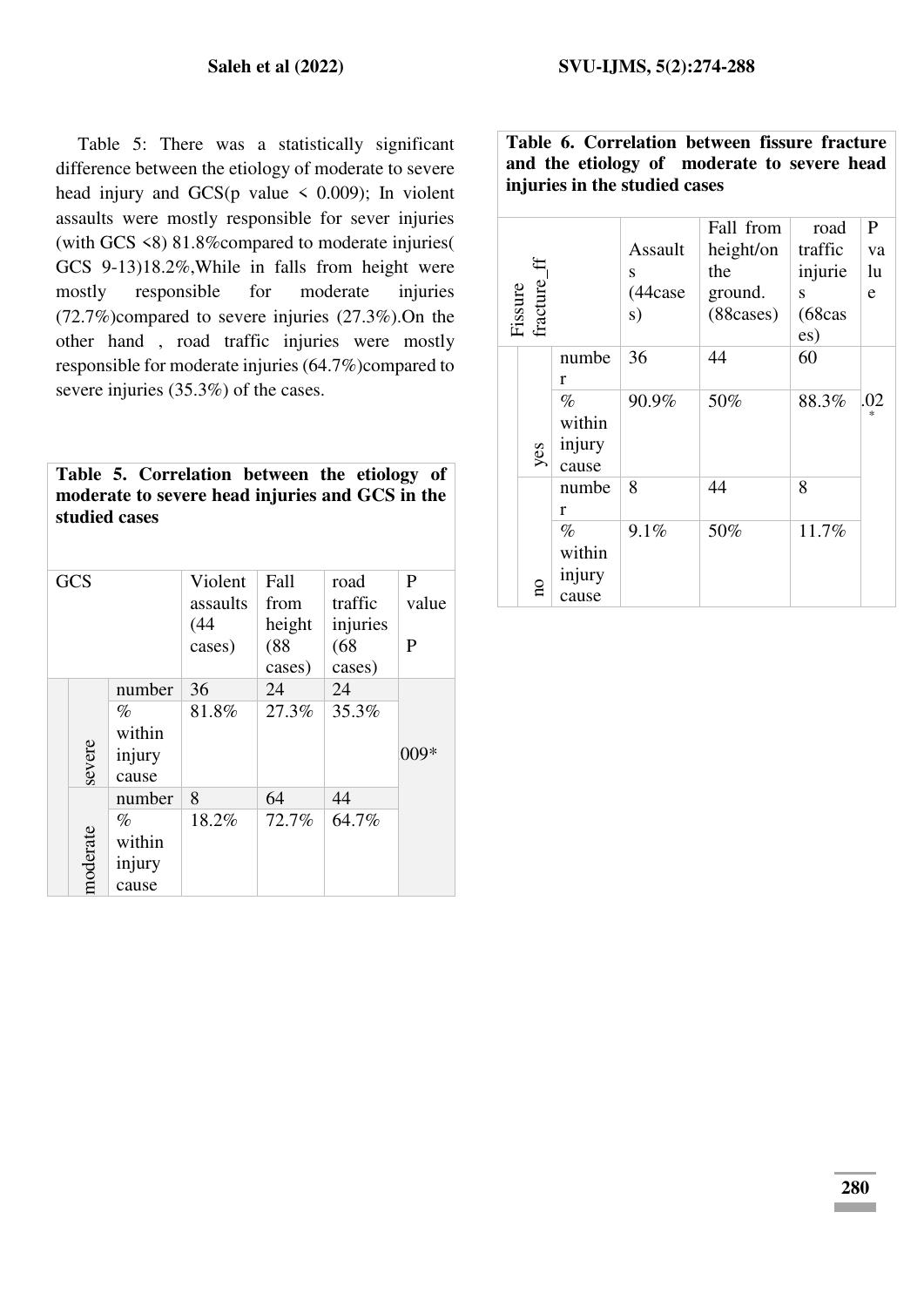Table 5: There was a statistically significant difference between the etiology of moderate to severe head injury and GCS(p value < 0.009); In violent assaults were mostly responsible for sever injuries (with GCS <8) 81.8%compared to moderate injuries( GCS 9-13)18.2%,While in falls from height were mostly responsible for moderate injuries (72.7%)compared to severe injuries (27.3%).On the other hand , road traffic injuries were mostly responsible for moderate injuries (64.7%)compared to severe injuries (35.3%) of the cases.

**Table 5. Correlation between the etiology of moderate to severe head injuries and GCS in the studied cases**

| GCS | | Violent assaults (44 cases) | Fall from height (88 cases) | road traffic injuries (68 cases) | P value P |
|---|---|---|---|---|---|
| severe | number | 36 | 24 | 24 | 009* |
| | % within injury cause | 81.8% | 27.3% | 35.3% | |
| moderate | number | 8 | 64 | 44 | |
| | % within injury cause | 18.2% | 72.7% | 64.7% | |

**Table 6. Correlation between fissure fracture and the etiology of moderate to severe head injuries in the studied cases**

| Fissure fracture_ff | | Assaults (44cases) | Fall from height/on the ground. (88cases) | road traffic injuries (68cases) | P value |
|---|---|---|---|---|---|
| yes | number | 36 | 44 | 60 | .02* |
| | % within injury cause | 90.9% | 50% | 88.3% | |
| no | number | 8 | 44 | 8 | |
| | % within injury cause | 9.1% | 50% | 11.7% | |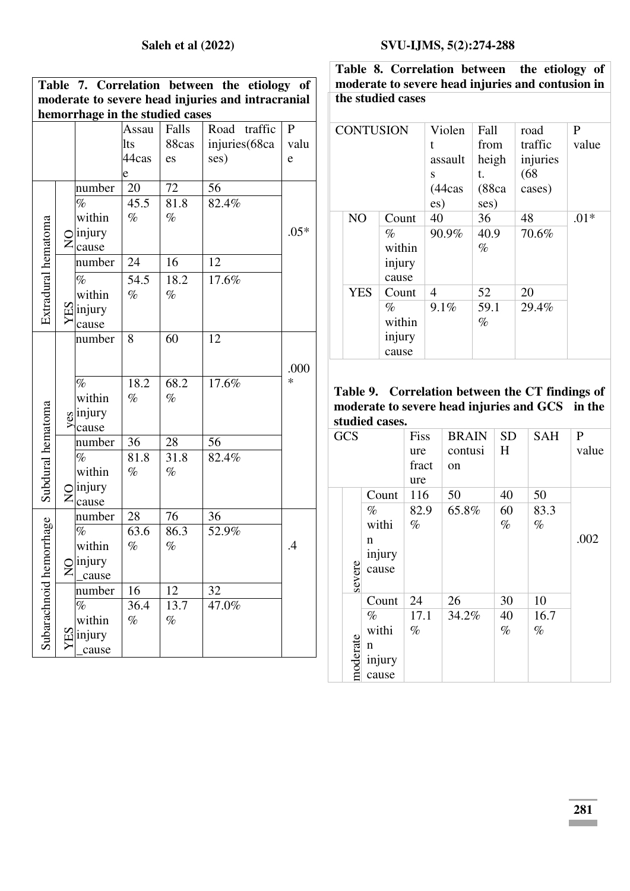**Table 7. Correlation between the etiology of moderate to severe head injuries and intracranial hemorrhage in the studied cases**

| | | | Assaults 44case | Falls 88cases | Road traffic injuries(68cases) | P value |
|---|---|---|---|---|---|---|
| Extradural hematoma | NO | number | 20 | 72 | 56 | .05* |
| | | % within injury cause | 45.5 % | 81.8 % | 82.4% | |
| | YES | number | 24 | 16 | 12 | |
| | | % within injury cause | 54.5 % | 18.2 % | 17.6% | |
| Subdural hematoma | yes | number | 8 | 60 | 12 | .000* |
| | | % within injury cause | 18.2 % | 68.2 % | 17.6% | |
| | NO | number | 36 | 28 | 56 | |
| | | % within injury cause | 81.8 % | 31.8 % | 82.4% | |
| Subarachnoid hemorrhage | NO | number | 28 | 76 | 36 | .4 |
| | | % within injury_cause | 63.6 % | 86.3 % | 52.9% | |
| | YES | number | 16 | 12 | 32 | |
| | | % within injury_cause | 36.4 % | 13.7 % | 47.0% | |

**Table 8. Correlation between the etiology of moderate to severe head injuries and contusion in the studied cases**

| CONTUSION | | Violent assaults (44cases) | Fall from height. (88cases) | road traffic injuries (68 cases) | P value |
|---|---|---|---|---|---|
| NO | Count | 40 | 36 | 48 | .01* |
| | % within injury cause | 90.9% | 40.9 % | 70.6% | |
| YES | Count | 4 | 52 | 20 | |
| | % within injury cause | 9.1% | 59.1 % | 29.4% | |

**Table 9. Correlation between the CT findings of moderate to severe head injuries and GCS in the studied cases.**

| GCS | | Fissure fracture | BRAIN contusion | SDH | SAH | P value |
|---|---|---|---|---|---|---|
| severe | Count | 116 | 50 | 40 | 50 | .002 |
| | % within injury cause | 82.9 % | 65.8% | 60 % | 83.3 % | |
| moderate | Count | 24 | 26 | 30 | 10 | |
| | % within injury cause | 17.1 % | 34.2% | 40 % | 16.7 % | |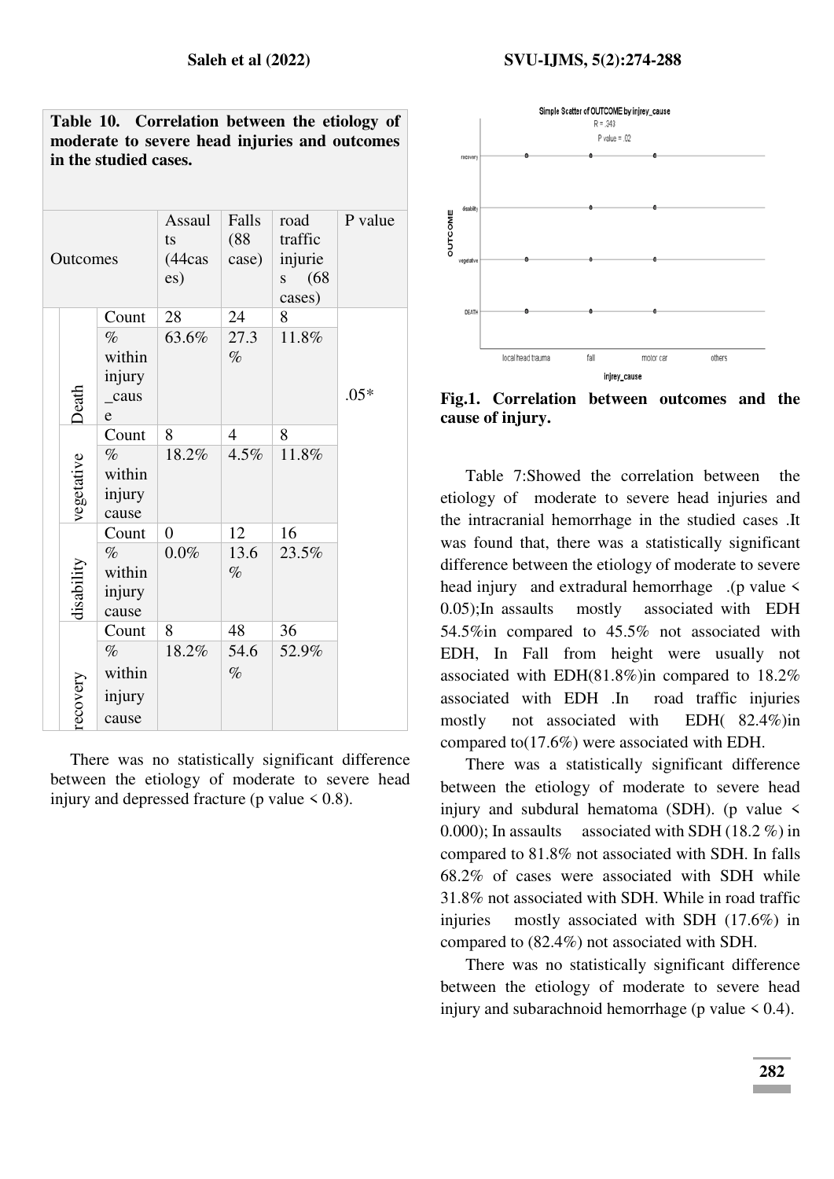**Table 10. Correlation between the etiology of moderate to severe head injuries and outcomes in the studied cases.**

| Outcomes | | Assaults (44cases) | Falls (88 case) | road traffic injuries (68 cases) | P value |
|---|---|---|---|---|---|
| Death | Count | 28 | 24 | 8 | .05* |
| | % within injury_cause | 63.6% | 27.3% | 11.8% | |
| vegetative | Count | 8 | 4 | 8 | |
| | % within injury cause | 18.2% | 4.5% | 11.8% | |
| disability | Count | 0 | 12 | 16 | |
| | % within injury cause | 0.0% | 13.6% | 23.5% | |
| recovery | Count | 8 | 48 | 36 | |
| | % within injury cause | 18.2% | 54.6% | 52.9% | |

There was no statistically significant difference between the etiology of moderate to severe head injury and depressed fracture (p value < 0.8).

**Fig.1. Correlation between outcomes and the cause of injury.**

Table 7:Showed the correlation between the etiology of moderate to severe head injuries and the intracranial hemorrhage in the studied cases .It was found that, there was a statistically significant difference between the etiology of moderate to severe head injury and extradural hemorrhage .(p value < 0.05);In assaults mostly associated with EDH 54.5%in compared to 45.5% not associated with EDH, In Fall from height were usually not associated with EDH(81.8%)in compared to 18.2% associated with EDH .In road traffic injuries mostly not associated with EDH( 82.4%)in compared to(17.6%) were associated with EDH.

There was a statistically significant difference between the etiology of moderate to severe head injury and subdural hematoma (SDH). (p value < 0.000); In assaults associated with SDH (18.2 %) in compared to 81.8% not associated with SDH. In falls 68.2% of cases were associated with SDH while 31.8% not associated with SDH. While in road traffic injuries mostly associated with SDH (17.6%) in compared to (82.4%) not associated with SDH.

There was no statistically significant difference between the etiology of moderate to severe head injury and subarachnoid hemorrhage (p value < 0.4).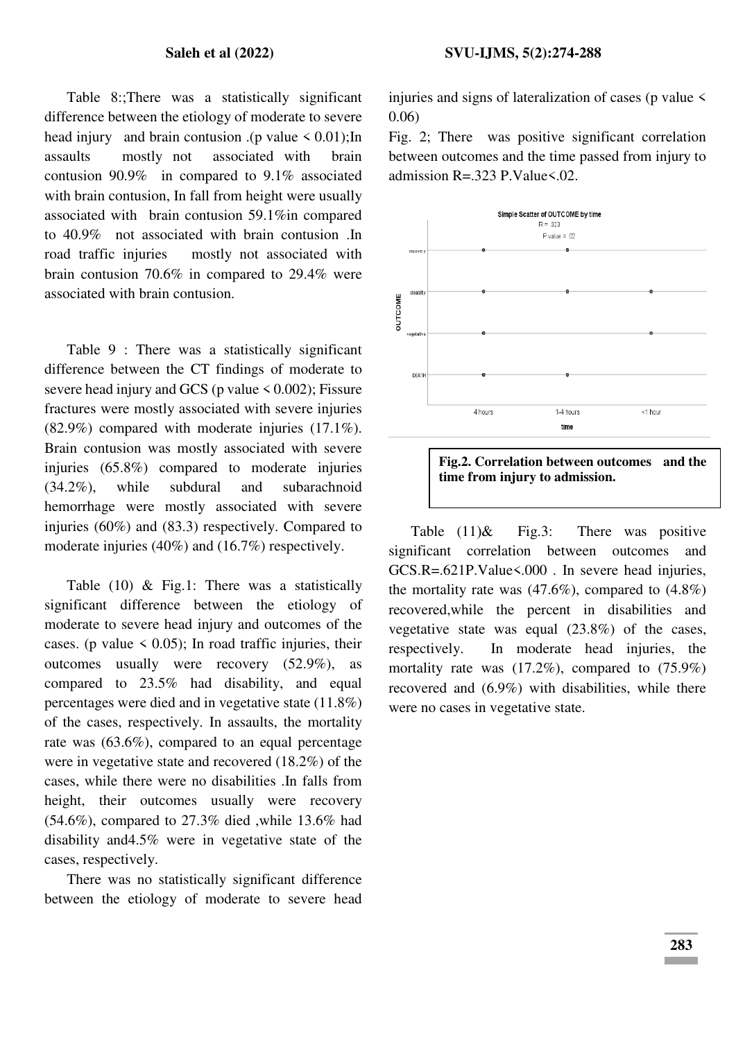Table 8:;There was a statistically significant difference between the etiology of moderate to severe head injury and brain contusion .(p value < 0.01);In assaults mostly not associated with brain contusion 90.9% in compared to 9.1% associated with brain contusion, In fall from height were usually associated with brain contusion 59.1%in compared to 40.9% not associated with brain contusion .In road traffic injuries mostly not associated with brain contusion 70.6% in compared to 29.4% were associated with brain contusion.

Table 9 : There was a statistically significant difference between the CT findings of moderate to severe head injury and GCS (p value < 0.002); Fissure fractures were mostly associated with severe injuries (82.9%) compared with moderate injuries (17.1%). Brain contusion was mostly associated with severe injuries (65.8%) compared to moderate injuries (34.2%), while subdural and subarachnoid hemorrhage were mostly associated with severe injuries (60%) and (83.3) respectively. Compared to moderate injuries (40%) and (16.7%) respectively.

Table (10) & Fig.1: There was a statistically significant difference between the etiology of moderate to severe head injury and outcomes of the cases. (p value < 0.05); In road traffic injuries, their outcomes usually were recovery (52.9%), as compared to 23.5% had disability, and equal percentages were died and in vegetative state (11.8%) of the cases, respectively. In assaults, the mortality rate was (63.6%), compared to an equal percentage were in vegetative state and recovered (18.2%) of the cases, while there were no disabilities .In falls from height, their outcomes usually were recovery (54.6%), compared to 27.3% died ,while 13.6% had disability and4.5% were in vegetative state of the cases, respectively.

There was no statistically significant difference between the etiology of moderate to severe head injuries and signs of lateralization of cases (p value < 0.06)

Fig. 2; There was positive significant correlation between outcomes and the time passed from injury to admission R=.323 P.Value<.02.

**Fig.2. Correlation between outcomes and the time from injury to admission.**

Table (11)& Fig.3: There was positive significant correlation between outcomes and GCS.R=.621P.Value<.000 . In severe head injuries, the mortality rate was (47.6%), compared to (4.8%) recovered,while the percent in disabilities and vegetative state was equal (23.8%) of the cases, respectively. In moderate head injuries, the mortality rate was (17.2%), compared to (75.9%) recovered and (6.9%) with disabilities, while there were no cases in vegetative state.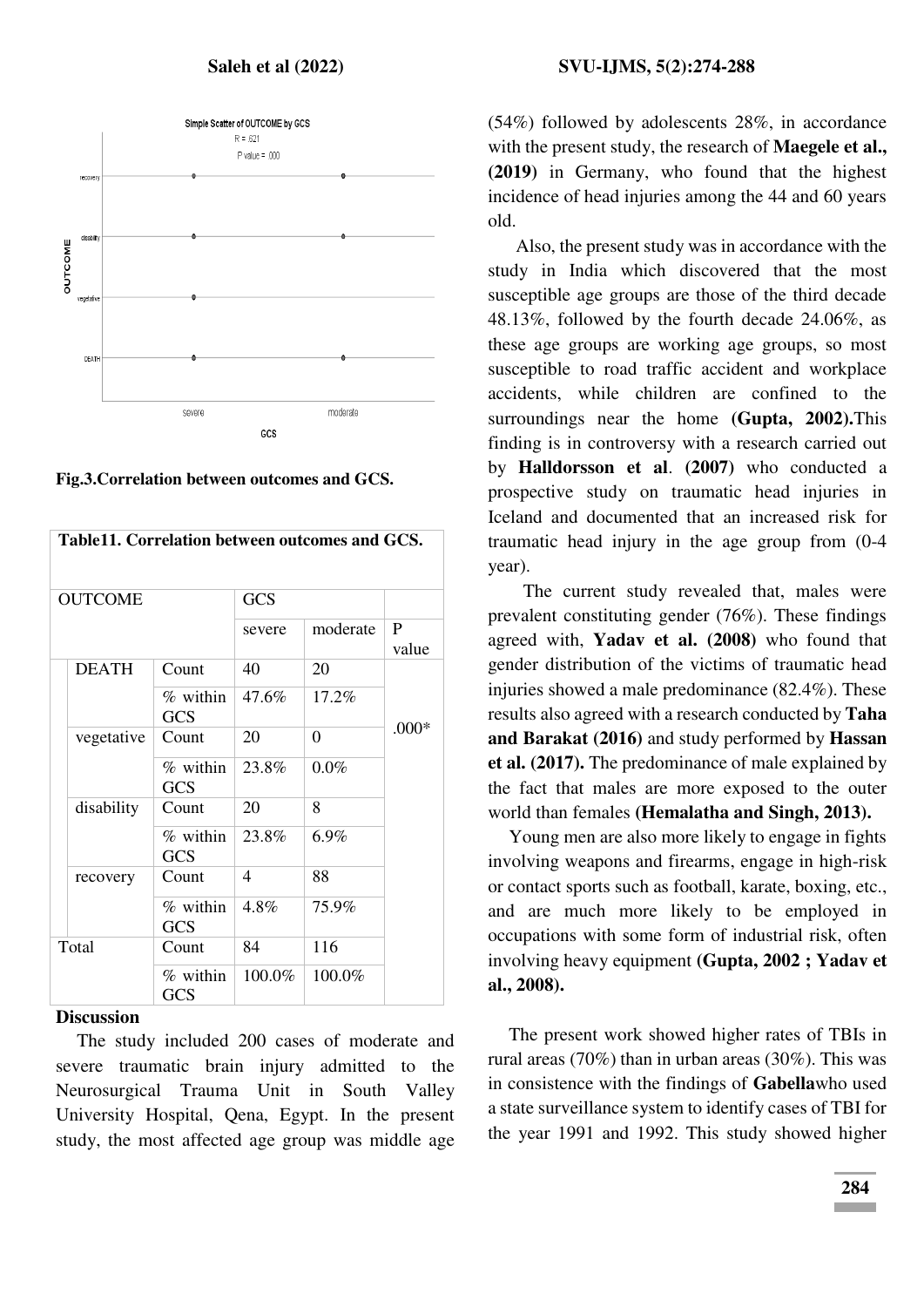Fig.3.Correlation between outcomes and GCS.

**Table11. Correlation between outcomes and GCS.**

| OUTCOME | | GCS | | |
|---|---|---|---|---|
| | | severe | moderate | P value |
| DEATH | Count | 40 | 20 | .000* |
| | % within GCS | 47.6% | 17.2% | |
| vegetative | Count | 20 | 0 | |
| | % within GCS | 23.8% | 0.0% | |
| disability | Count | 20 | 8 | |
| | % within GCS | 23.8% | 6.9% | |
| recovery | Count | 4 | 88 | |
| | % within GCS | 4.8% | 75.9% | |
| Total | Count | 84 | 116 | |
| | % within GCS | 100.0% | 100.0% | |

## Discussion

The study included 200 cases of moderate and severe traumatic brain injury admitted to the Neurosurgical Trauma Unit in South Valley University Hospital, Qena, Egypt. In the present study, the most affected age group was middle age (54%) followed by adolescents 28%, in accordance with the present study, the research of **Maegele et al., (2019)** in Germany, who found that the highest incidence of head injuries among the 44 and 60 years old.

Also, the present study was in accordance with the study in India which discovered that the most susceptible age groups are those of the third decade 48.13%, followed by the fourth decade 24.06%, as these age groups are working age groups, so most susceptible to road traffic accident and workplace accidents, while children are confined to the surroundings near the home **(Gupta, 2002).**This finding is in controversy with a research carried out by **Halldorsson et al**. **(2007)** who conducted a prospective study on traumatic head injuries in Iceland and documented that an increased risk for traumatic head injury in the age group from (0-4 year).

The current study revealed that, males were prevalent constituting gender (76%). These findings agreed with, **Yadav et al. (2008)** who found that gender distribution of the victims of traumatic head injuries showed a male predominance (82.4%). These results also agreed with a research conducted by **Taha and Barakat (2016)** and study performed by **Hassan et al. (2017).** The predominance of male explained by the fact that males are more exposed to the outer world than females **(Hemalatha and Singh, 2013).**

Young men are also more likely to engage in fights involving weapons and firearms, engage in high-risk or contact sports such as football, karate, boxing, etc., and are much more likely to be employed in occupations with some form of industrial risk, often involving heavy equipment **(Gupta, 2002 ; Yadav et al., 2008).**

The present work showed higher rates of TBIs in rural areas (70%) than in urban areas (30%). This was in consistence with the findings of **Gabella**who used a state surveillance system to identify cases of TBI for the year 1991 and 1992. This study showed higher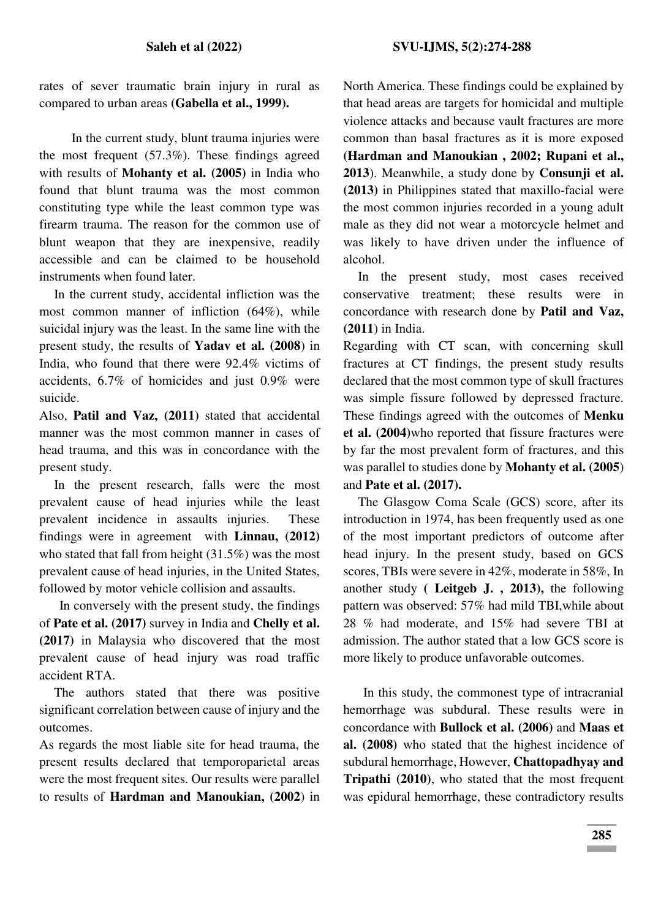rates of sever traumatic brain injury in rural as compared to urban areas **(Gabella et al., 1999).**

In the current study, blunt trauma injuries were the most frequent (57.3%). These findings agreed with results of **Mohanty et al. (2005)** in India who found that blunt trauma was the most common constituting type while the least common type was firearm trauma. The reason for the common use of blunt weapon that they are inexpensive, readily accessible and can be claimed to be household instruments when found later.

In the current study, accidental infliction was the most common manner of infliction (64%), while suicidal injury was the least. In the same line with the present study, the results of **Yadav et al. (2008)** in India, who found that there were 92.4% victims of accidents, 6.7% of homicides and just 0.9% were suicide.

Also, **Patil and Vaz, (2011)** stated that accidental manner was the most common manner in cases of head trauma, and this was in concordance with the present study.

In the present research, falls were the most prevalent cause of head injuries while the least prevalent incidence in assaults injuries. These findings were in agreement with **Linnau, (2012)** who stated that fall from height (31.5%) was the most prevalent cause of head injuries, in the United States, followed by motor vehicle collision and assaults.

In conversely with the present study, the findings of **Pate et al. (2017)** survey in India and **Chelly et al. (2017)** in Malaysia who discovered that the most prevalent cause of head injury was road traffic accident RTA.

The authors stated that there was positive significant correlation between cause of injury and the outcomes.

As regards the most liable site for head trauma, the present results declared that temporoparietal areas were the most frequent sites. Our results were parallel to results of **Hardman and Manoukian, (2002**) in North America. These findings could be explained by that head areas are targets for homicidal and multiple violence attacks and because vault fractures are more common than basal fractures as it is more exposed **(Hardman and Manoukian , 2002; Rupani et al., 2013**). Meanwhile, a study done by **Consunji et al. (2013)** in Philippines stated that maxillo-facial were the most common injuries recorded in a young adult male as they did not wear a motorcycle helmet and was likely to have driven under the influence of alcohol.

In the present study, most cases received conservative treatment; these results were in concordance with research done by **Patil and Vaz, (2011**) in India.

Regarding with CT scan, with concerning skull fractures at CT findings, the present study results declared that the most common type of skull fractures was simple fissure followed by depressed fracture. These findings agreed with the outcomes of **Menku et al. (2004)**who reported that fissure fractures were by far the most prevalent form of fractures, and this was parallel to studies done by **Mohanty et al. (2005**) and **Pate et al. (2017).**

The Glasgow Coma Scale (GCS) score, after its introduction in 1974, has been frequently used as one of the most important predictors of outcome after head injury. In the present study, based on GCS scores, TBIs were severe in 42%, moderate in 58%, In another study ( **Leitgeb J. , 2013),** the following pattern was observed: 57% had mild TBI,while about 28 % had moderate, and 15% had severe TBI at admission. The author stated that a low GCS score is more likely to produce unfavorable outcomes.

In this study, the commonest type of intracranial hemorrhage was subdural. These results were in concordance with **Bullock et al. (2006)** and **Maas et al. (2008)** who stated that the highest incidence of subdural hemorrhage, However, **Chattopadhyay and Tripathi (2010)**, who stated that the most frequent was epidural hemorrhage, these contradictory results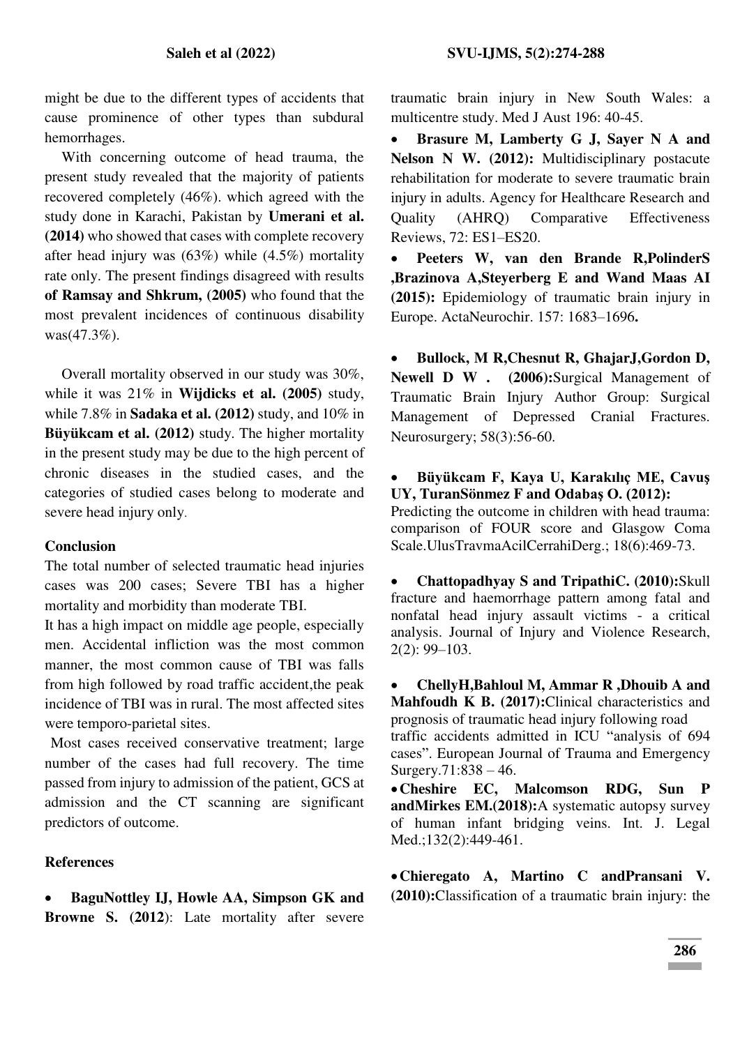might be due to the different types of accidents that cause prominence of other types than subdural hemorrhages.

With concerning outcome of head trauma, the present study revealed that the majority of patients recovered completely (46%). which agreed with the study done in Karachi, Pakistan by **Umerani et al. (2014)** who showed that cases with complete recovery after head injury was (63%) while (4.5%) mortality rate only. The present findings disagreed with results **of Ramsay and Shkrum, (2005)** who found that the most prevalent incidences of continuous disability was(47.3%).

Overall mortality observed in our study was 30%, while it was 21% in **Wijdicks et al. (2005)** study, while 7.8% in **Sadaka et al. (2012)** study, and 10% in **Büyükcam et al. (2012)** study. The higher mortality in the present study may be due to the high percent of chronic diseases in the studied cases, and the categories of studied cases belong to moderate and severe head injury only.

## Conclusion

The total number of selected traumatic head injuries cases was 200 cases; Severe TBI has a higher mortality and morbidity than moderate TBI.

It has a high impact on middle age people, especially men. Accidental infliction was the most common manner, the most common cause of TBI was falls from high followed by road traffic accident,the peak incidence of TBI was in rural. The most affected sites were temporo-parietal sites.

Most cases received conservative treatment; large number of the cases had full recovery. The time passed from injury to admission of the patient, GCS at admission and the CT scanning are significant predictors of outcome.

## References

- **BaguNottley IJ, Howle AA, Simpson GK and Browne S. (2012)**: Late mortality after severe traumatic brain injury in New South Wales: a multicentre study. Med J Aust 196: 40-45.
- **Brasure M, Lamberty G J, Sayer N A and Nelson N W. (2012):** Multidisciplinary postacute rehabilitation for moderate to severe traumatic brain injury in adults. Agency for Healthcare Research and Quality (AHRQ) Comparative Effectiveness Reviews, 72: ES1–ES20.
- **Peeters W, van den Brande R,PolinderS ,Brazinova A,Steyerberg E and Wand Maas AI (2015):** Epidemiology of traumatic brain injury in Europe. ActaNeurochir. 157: 1683–1696**.**
- **Bullock, M R,Chesnut R, GhajarJ,Gordon D, Newell D W . (2006):**Surgical Management of Traumatic Brain Injury Author Group: Surgical Management of Depressed Cranial Fractures. Neurosurgery; 58(3):56-60.
- **Büyükcam F, Kaya U, Karakılıç ME, Cavuş UY, TuranSönmez F and Odabaş O. (2012):** Predicting the outcome in children with head trauma: comparison of FOUR score and Glasgow Coma Scale.UlusTravmaAcilCerrahiDerg.; 18(6):469-73.
- **Chattopadhyay S and TripathiC. (2010):**Skull fracture and haemorrhage pattern among fatal and nonfatal head injury assault victims - a critical analysis. Journal of Injury and Violence Research, 2(2): 99–103.
- **ChellyH,Bahloul M, Ammar R ,Dhouib A and Mahfoudh K B. (2017):**Clinical characteristics and prognosis of traumatic head injury following road traffic accidents admitted in ICU "analysis of 694 cases". European Journal of Trauma and Emergency Surgery.71:838 – 46.
- **Cheshire EC, Malcomson RDG, Sun P andMirkes EM.(2018):**A systematic autopsy survey of human infant bridging veins. Int. J. Legal Med.;132(2):449-461.
- **Chieregato A, Martino C andPransani V. (2010):**Classification of a traumatic brain injury: the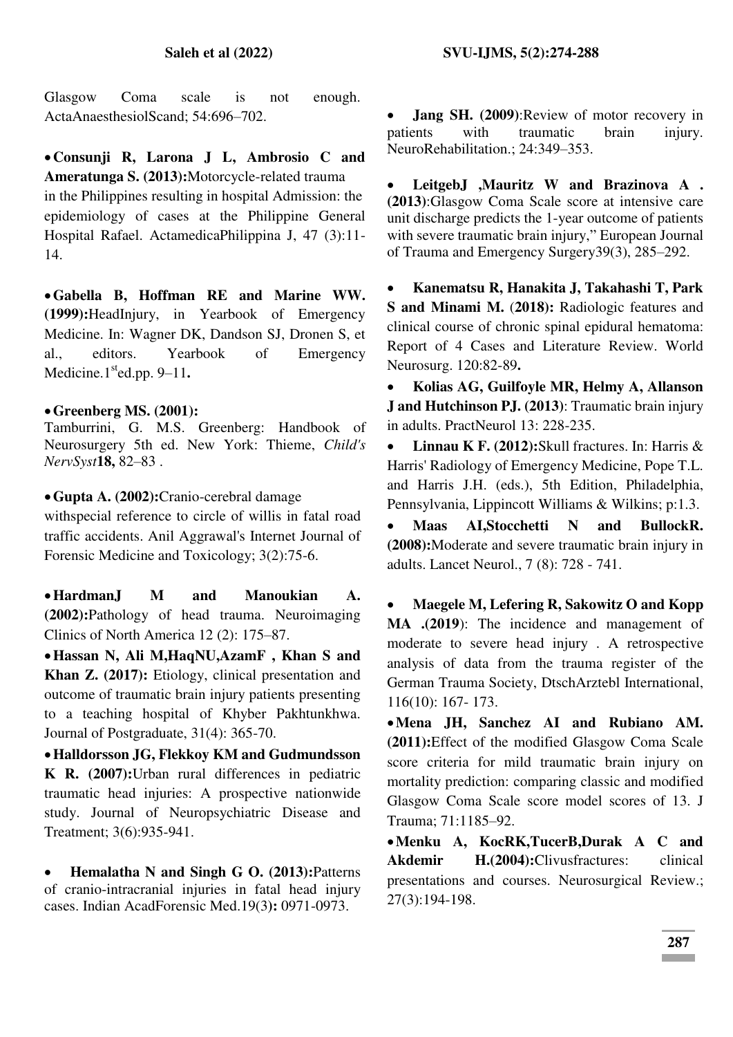Glasgow Coma scale is not enough. ActaAnaesthesiolScand; 54:696–702.

- **Consunji R, Larona J L, Ambrosio C and Ameratunga S. (2013):**Motorcycle-related trauma in the Philippines resulting in hospital Admission: the epidemiology of cases at the Philippine General Hospital Rafael. ActamedicaPhilippina J, 47 (3):11-14.

- **Gabella B, Hoffman RE and Marine WW. (1999):**HeadInjury, in Yearbook of Emergency Medicine. In: Wagner DK, Dandson SJ, Dronen S, et al., editors. Yearbook of Emergency Medicine.1[st]ed.pp. 9–11**.**

- **Greenberg MS. (2001):**
Tamburrini, G. M.S. Greenberg: Handbook of Neurosurgery 5th ed. New York: Thieme, *Child's NervSyst***18,** 82–83 .

- **Gupta A. (2002):**Cranio-cerebral damage withspecial reference to circle of willis in fatal road traffic accidents. Anil Aggrawal's Internet Journal of Forensic Medicine and Toxicology; 3(2):75-6.

- **HardmanJ M and Manoukian A. (2002):**Pathology of head trauma. Neuroimaging Clinics of North America 12 (2): 175–87.

- **Hassan N, Ali M,HaqNU,AzamF , Khan S and Khan Z. (2017):** Etiology, clinical presentation and outcome of traumatic brain injury patients presenting to a teaching hospital of Khyber Pakhtunkhwa. Journal of Postgraduate, 31(4): 365-70.

- **Halldorsson JG, Flekkoy KM and Gudmundsson K R. (2007):**Urban rural differences in pediatric traumatic head injuries: A prospective nationwide study. Journal of Neuropsychiatric Disease and Treatment; 3(6):935-941.

- **Hemalatha N and Singh G O. (2013):**Patterns of cranio-intracranial injuries in fatal head injury cases. Indian AcadForensic Med.19(3)**:** 0971-0973.

- **Jang SH. (2009)**:Review of motor recovery in patients with traumatic brain injury. NeuroRehabilitation.; 24:349–353.

- **LeitgebJ ,Mauritz W and Brazinova A . (2013)**:Glasgow Coma Scale score at intensive care unit discharge predicts the 1-year outcome of patients with severe traumatic brain injury," European Journal of Trauma and Emergency Surgery39(3), 285–292.

- **Kanematsu R, Hanakita J, Takahashi T, Park S and Minami M.** (**2018):** Radiologic features and clinical course of chronic spinal epidural hematoma: Report of 4 Cases and Literature Review. World Neurosurg. 120:82-89**.**

- **Kolias AG, Guilfoyle MR, Helmy A, Allanson J and Hutchinson PJ. (2013)**: Traumatic brain injury in adults. PractNeurol 13: 228-235.

- **Linnau K F. (2012):**Skull fractures. In: Harris & Harris' Radiology of Emergency Medicine, Pope T.L. and Harris J.H. (eds.), 5th Edition, Philadelphia, Pennsylvania, Lippincott Williams & Wilkins; p:1.3.

- **Maas AI,Stocchetti N and BullockR. (2008):**Moderate and severe traumatic brain injury in adults. Lancet Neurol., 7 (8): 728 - 741.

- **Maegele M, Lefering R, Sakowitz O and Kopp MA .(2019**): The incidence and management of moderate to severe head injury . A retrospective analysis of data from the trauma register of the German Trauma Society, DtschArztebl International, 116(10): 167- 173.

- **Mena JH, Sanchez AI and Rubiano AM. (2011):**Effect of the modified Glasgow Coma Scale score criteria for mild traumatic brain injury on mortality prediction: comparing classic and modified Glasgow Coma Scale score model scores of 13. J Trauma; 71:1185–92.

- **Menku A, KocRK,TucerB,Durak A C and Akdemir H.(2004):**Clivusfractures: clinical presentations and courses. Neurosurgical Review.; 27(3):194-198.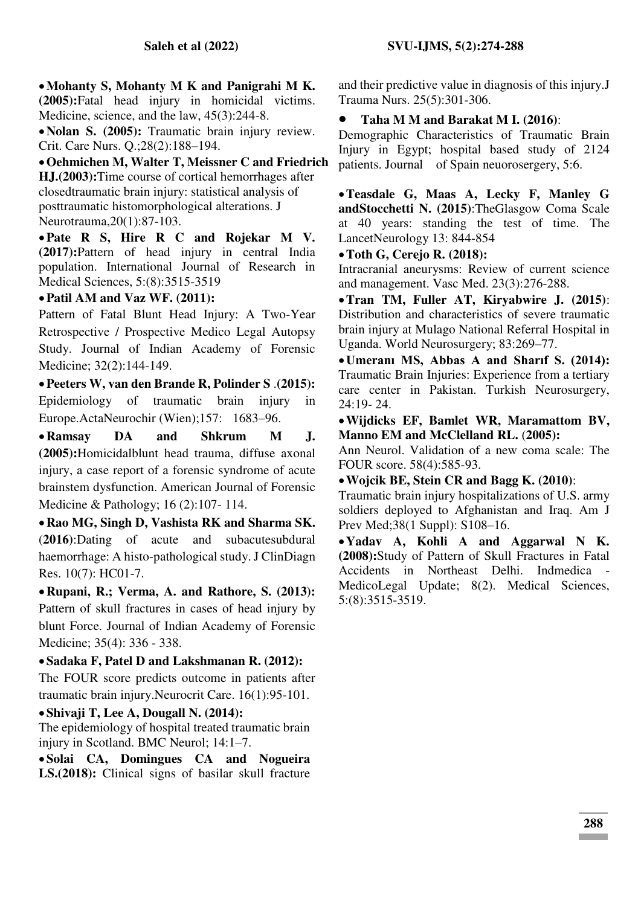- **Mohanty S, Mohanty M K and Panigrahi M K. (2005):** Fatal head injury in homicidal victims. Medicine, science, and the law, 45(3):244-8.
- **Nolan S. (2005):** Traumatic brain injury review. Crit. Care Nurs. Q.;28(2):188–194.
- **Oehmichen M, Walter T, Meissner C and Friedrich HJ.(2003):** Time course of cortical hemorrhages after closedtraumatic brain injury: statistical analysis of posttraumatic histomorphological alterations. J Neurotrauma,20(1):87-103.
- **Pate R S, Hire R C and Rojekar M V. (2017):** Pattern of head injury in central India population. International Journal of Research in Medical Sciences, 5:(8):3515-3519
- **Patil AM and Vaz WF. (2011):** Pattern of Fatal Blunt Head Injury: A Two-Year Retrospective / Prospective Medico Legal Autopsy Study. Journal of Indian Academy of Forensic Medicine; 32(2):144-149.
- **Peeters W, van den Brande R, Polinder S .(2015):** Epidemiology of traumatic brain injury in Europe.ActaNeurochir (Wien);157: 1683–96.
- **Ramsay DA and Shkrum M J. (2005):** Homicidalblunt head trauma, diffuse axonal injury, a case report of a forensic syndrome of acute brainstem dysfunction. American Journal of Forensic Medicine & Pathology; 16 (2):107- 114.
- **Rao MG, Singh D, Vashista RK and Sharma SK.** (**2016**):Dating of acute and subacutesubdural haemorrhage: A histo-pathological study. J ClinDiagn Res. 10(7): HC01-7.
- **Rupani, R.; Verma, A. and Rathore, S. (2013):** Pattern of skull fractures in cases of head injury by blunt Force. Journal of Indian Academy of Forensic Medicine; 35(4): 336 - 338.
- **Sadaka F, Patel D and Lakshmanan R. (2012):** The FOUR score predicts outcome in patients after traumatic brain injury.Neurocrit Care. 16(1):95-101.
- **Shivaji T, Lee A, Dougall N. (2014):** The epidemiology of hospital treated traumatic brain injury in Scotland. BMC Neurol; 14:1–7.
- **Solai CA, Domingues CA and Nogueira LS.(2018):** Clinical signs of basilar skull fracture and their predictive value in diagnosis of this injury.J Trauma Nurs. 25(5):301-306.
- **Taha M M and Barakat M I. (2016)**: Demographic Characteristics of Traumatic Brain Injury in Egypt; hospital based study of 2124 patients. Journal of Spain neuorosergery, 5:6.
- **Teasdale G, Maas A, Lecky F, Manley G andStocchetti N. (2015)**:TheGlasgow Coma Scale at 40 years: standing the test of time. The LancetNeurology 13: 844-854
- **Toth G, Cerejo R. (2018):** Intracranial aneurysms: Review of current science and management. Vasc Med. 23(3):276-288.
- **Tran TM, Fuller AT, Kiryabwire J. (2015)**: Distribution and characteristics of severe traumatic brain injury at Mulago National Referral Hospital in Uganda. World Neurosurgery; 83:269–77.
- **Umeranı MS, Abbas A and Sharıf S. (2014):** Traumatic Brain Injuries: Experience from a tertiary care center in Pakistan. Turkish Neurosurgery, 24:19- 24.
- **Wijdicks EF, Bamlet WR, Maramattom BV, Manno EM and McClelland RL. (2005):** Ann Neurol. Validation of a new coma scale: The FOUR score. 58(4):585-93.
- **Wojcik BE, Stein CR and Bagg K. (2010)**: Traumatic brain injury hospitalizations of U.S. army soldiers deployed to Afghanistan and Iraq. Am J Prev Med;38(1 Suppl): S108–16.
- **Yadav A, Kohli A and Aggarwal N K. (2008):** Study of Pattern of Skull Fractures in Fatal Accidents in Northeast Delhi. Indmedica - MedicoLegal Update; 8(2). Medical Sciences, 5:(8):3515-3519.